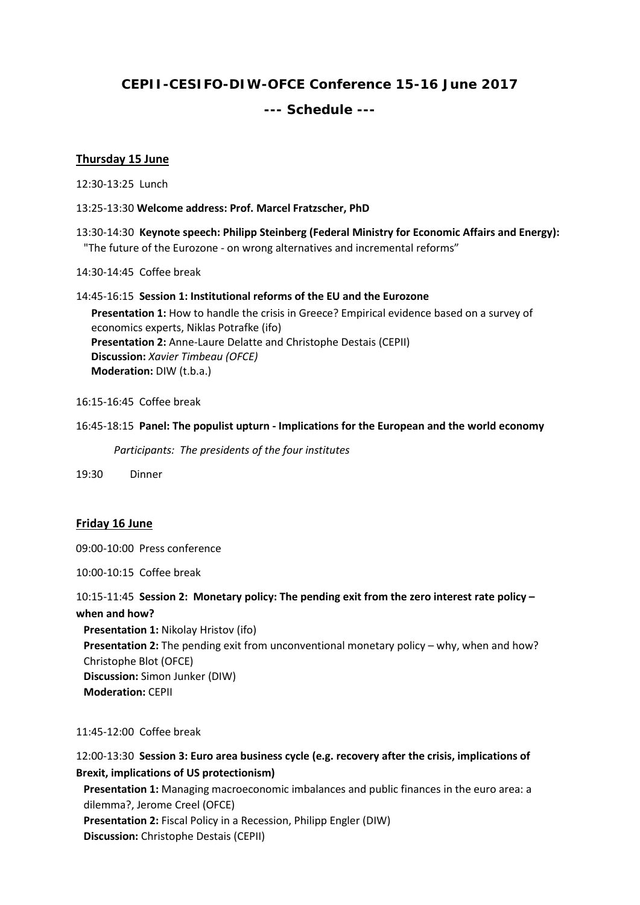# CEPII-CESIFO-DIW-OFCE Conference 15-16 June 2017

## --- Schedule ---

### Thursday 15 June

12:30-13:25 Lunch

13:25-13:30 **Welcome address: Prof. Marcel Fratzscher, PhD**

13:30-14:30 **Keynote speech: Philipp Steinberg (Federal Ministry for Economic Affairs and Energy):** "The future of the Eurozone - on wrong alternatives and incremental reforms"

14:30-14:45 Coffee break

14:45-16:15 **Session 1: Institutional reforms of the EU and the Eurozone**

**Presentation 1:** How to handle the crisis in Greece? Empirical evidence based on a survey of economics experts, Niklas Potrafke (ifo)
**Presentation 2:** Anne-Laure Delatte and Christophe Destais (CEPII)
**Discussion:** *Xavier Timbeau (OFCE)*
**Moderation:** DIW (t.b.a.)

16:15-16:45 Coffee break

16:45-18:15 **Panel: The populist upturn - Implications for the European and the world economy**

*Participants: The presidents of the four institutes*

19:30 Dinner

### Friday 16 June

09:00-10:00 Press conference

10:00-10:15 Coffee break

10:15-11:45 **Session 2: Monetary policy: The pending exit from the zero interest rate policy – when and how?**

**Presentation 1:** Nikolay Hristov (ifo)
**Presentation 2:** The pending exit from unconventional monetary policy – why, when and how? Christophe Blot (OFCE)
**Discussion:** Simon Junker (DIW)
**Moderation:** CEPII

11:45-12:00 Coffee break

12:00-13:30 **Session 3: Euro area business cycle (e.g. recovery after the crisis, implications of Brexit, implications of US protectionism)**

**Presentation 1:** Managing macroeconomic imbalances and public finances in the euro area: a dilemma?, Jerome Creel (OFCE)
**Presentation 2:** Fiscal Policy in a Recession, Philipp Engler (DIW)
**Discussion:** Christophe Destais (CEPII)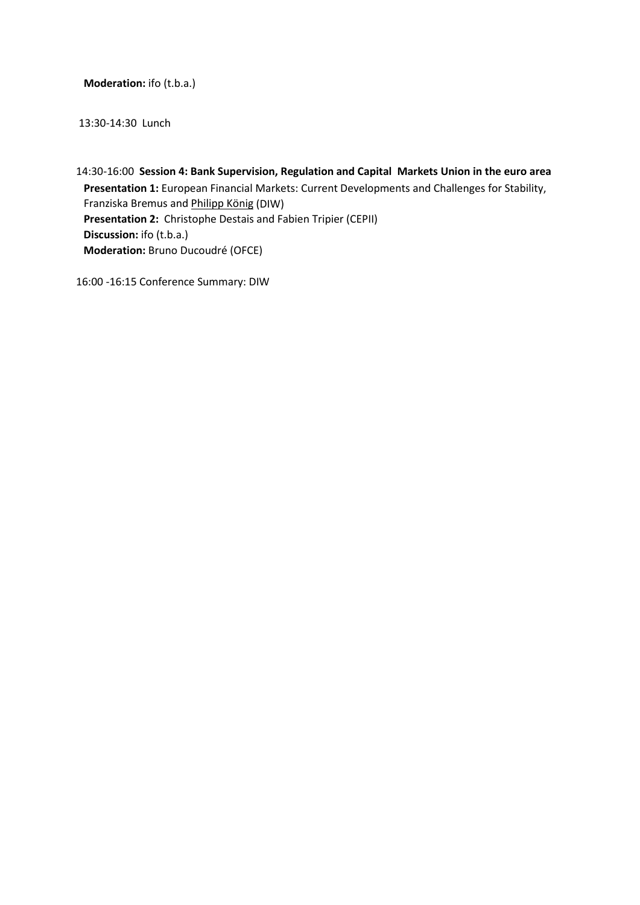**Moderation:** ifo (t.b.a.)

13:30-14:30 Lunch

14:30-16:00 **Session 4: Bank Supervision, Regulation and Capital Markets Union in the euro area**

**Presentation 1:** European Financial Markets: Current Developments and Challenges for Stability, Franziska Bremus and Philipp König (DIW)

**Presentation 2:** Christophe Destais and Fabien Tripier (CEPII)

**Discussion:** ifo (t.b.a.)

**Moderation:** Bruno Ducoudré (OFCE)

16:00 -16:15 Conference Summary: DIW